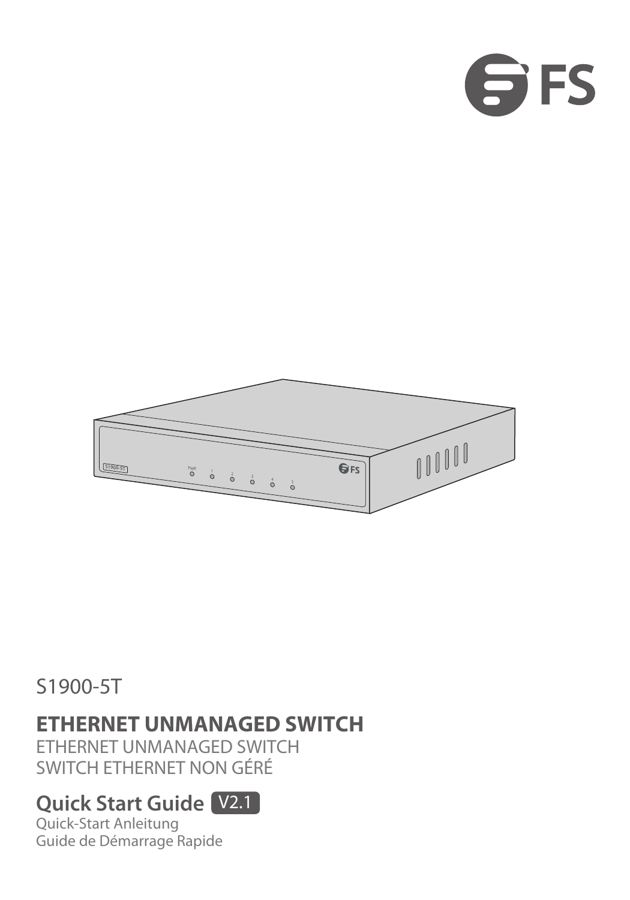S1900-5T

# ETHERNET UNMANAGED SWITCH

ETHERNET UNMANAGED SWITCH

SWITCH ETHERNET NON GÉRÉ

## Quick Start Guide V2.1

Quick-Start Anleitung

Guide de Démarrage Rapide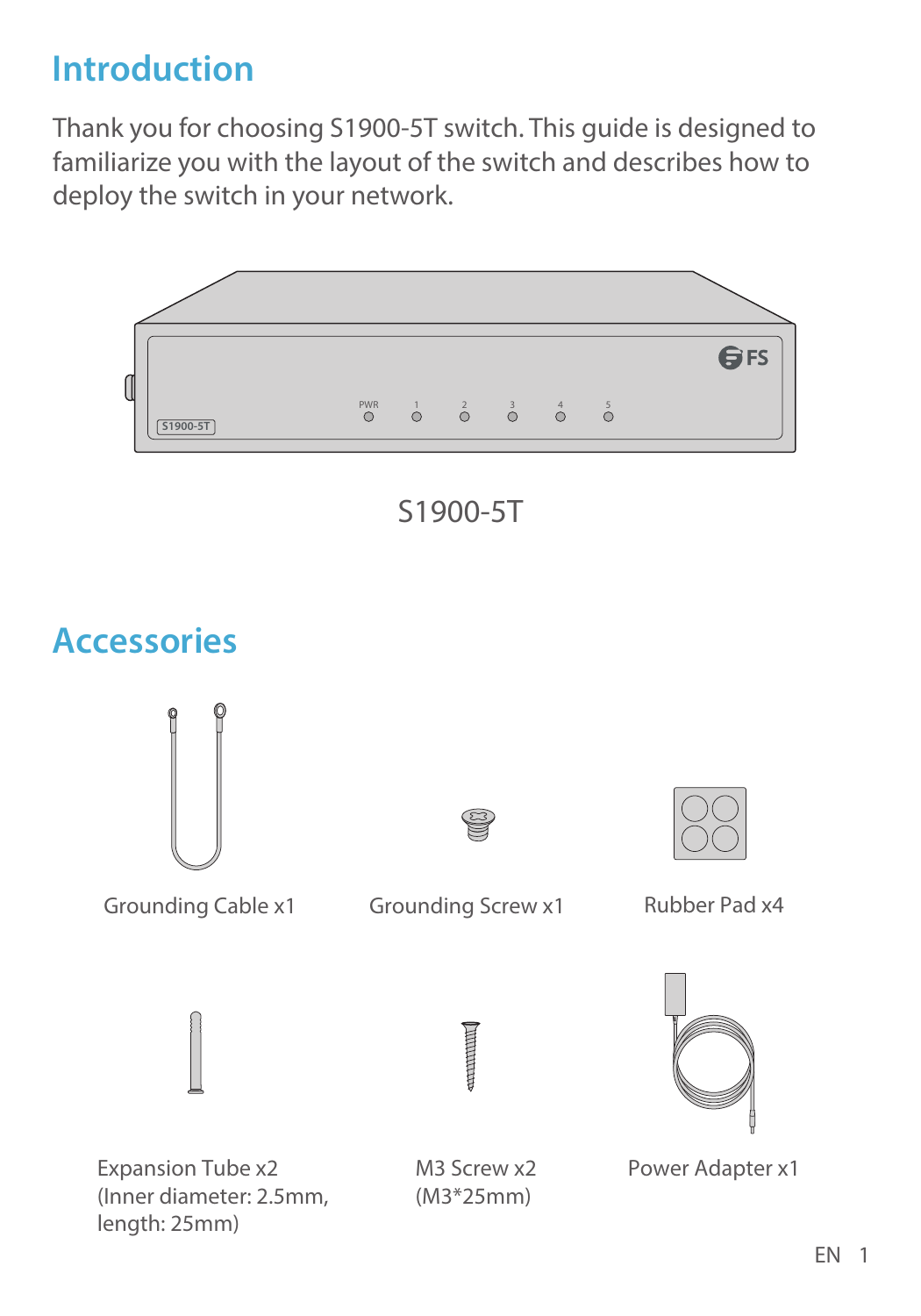# Introduction

Thank you for choosing S1900-5T switch. This guide is designed to familiarize you with the layout of the switch and describes how to deploy the switch in your network.

S1900-5T

# Accessories

Grounding Cable x1

Grounding Screw x1

Rubber Pad x4

Expansion Tube x2
(Inner diameter: 2.5mm, length: 25mm)

M3 Screw x2
(M3*25mm)

Power Adapter x1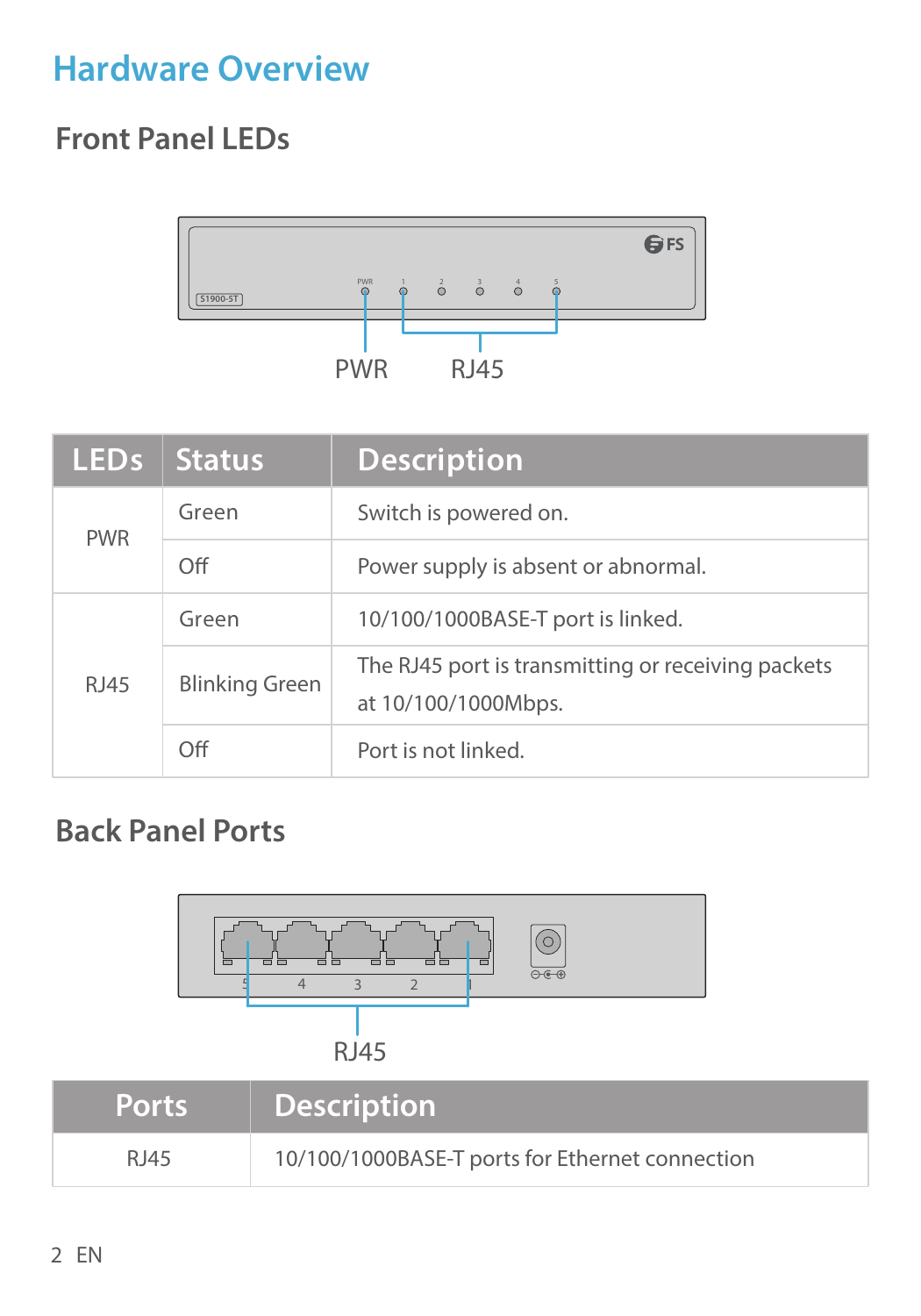# Hardware Overview

## Front Panel LEDs

| LEDs | Status | Description |
|---|---|---|
| PWR | Green | Switch is powered on. |
| | Off | Power supply is absent or abnormal. |
| RJ45 | Green | 10/100/1000BASE-T port is linked. |
| | Blinking Green | The RJ45 port is transmitting or receiving packets at 10/100/1000Mbps. |
| | Off | Port is not linked. |

## Back Panel Ports

| Ports | Description |
|---|---|
| RJ45 | 10/100/1000BASE-T ports for Ethernet connection |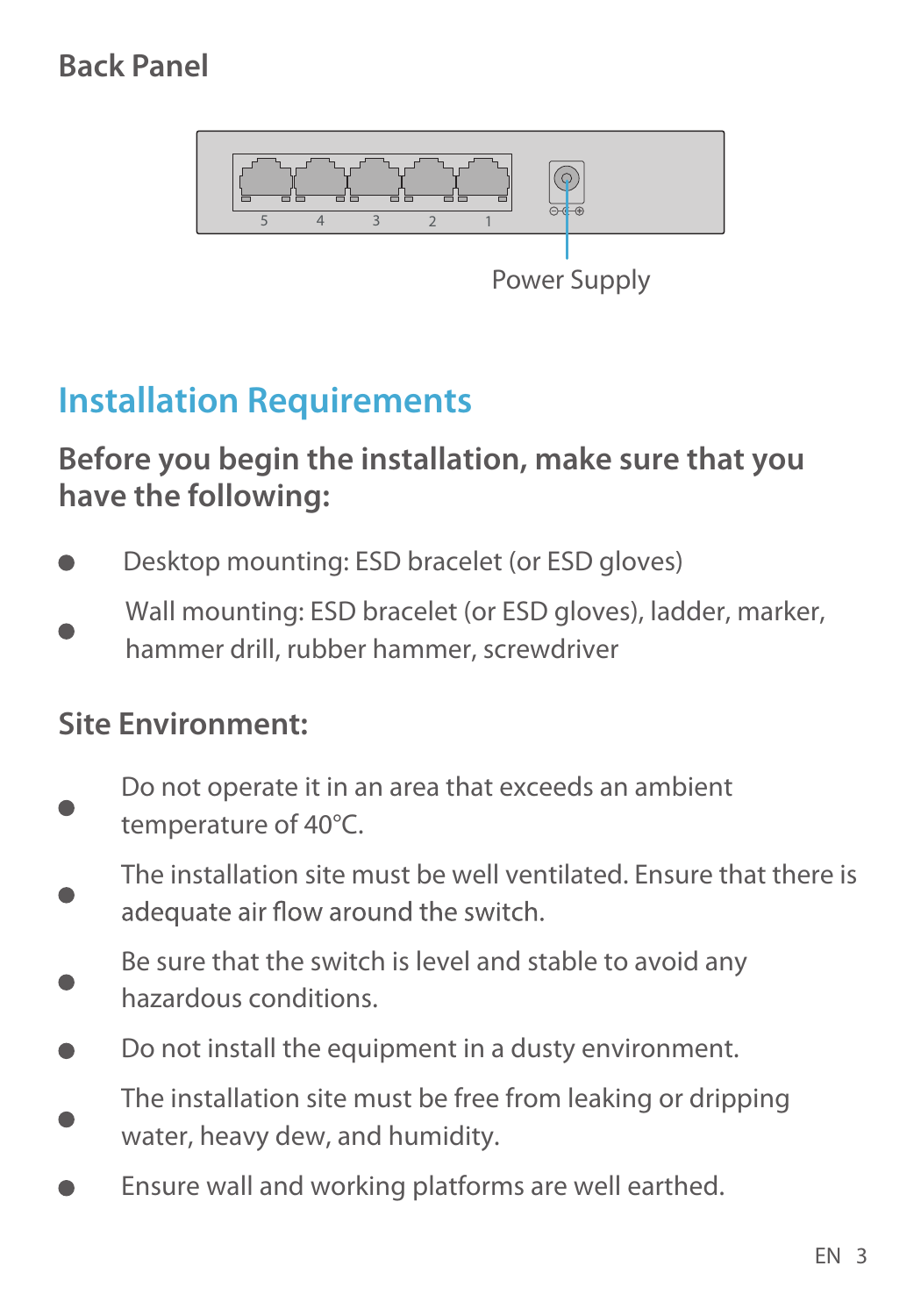## Back Panel

Power Supply

# Installation Requirements

### Before you begin the installation, make sure that you have the following:

- Desktop mounting: ESD bracelet (or ESD gloves)
- Wall mounting: ESD bracelet (or ESD gloves), ladder, marker, hammer drill, rubber hammer, screwdriver

### Site Environment:

- Do not operate it in an area that exceeds an ambient temperature of 40°C.
- The installation site must be well ventilated. Ensure that there is adequate air flow around the switch.
- Be sure that the switch is level and stable to avoid any hazardous conditions.
- Do not install the equipment in a dusty environment.
- The installation site must be free from leaking or dripping water, heavy dew, and humidity.
- Ensure wall and working platforms are well earthed.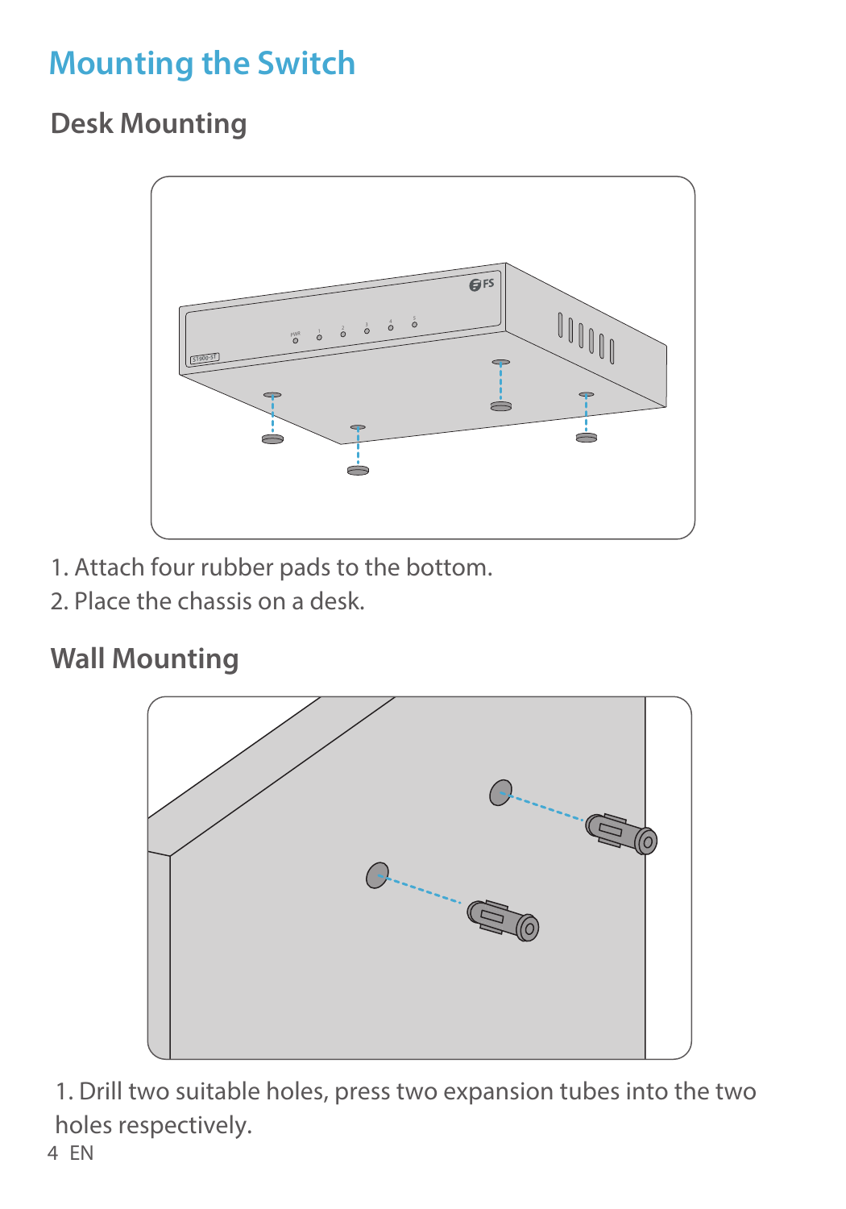# Mounting the Switch

## Desk Mounting

1. Attach four rubber pads to the bottom.
2. Place the chassis on a desk.

## Wall Mounting

1. Drill two suitable holes, press two expansion tubes into the two holes respectively.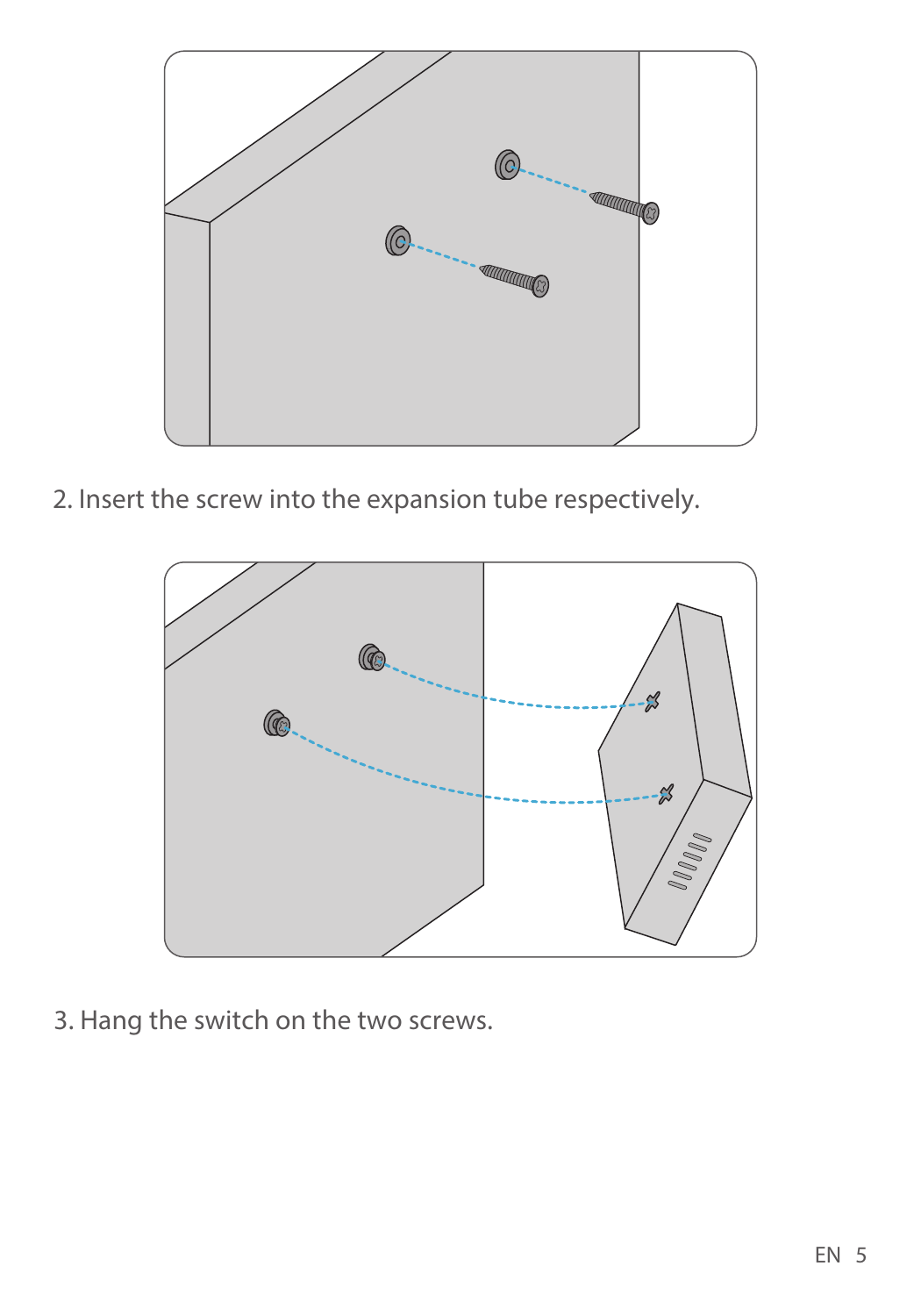2. Insert the screw into the expansion tube respectively.

3. Hang the switch on the two screws.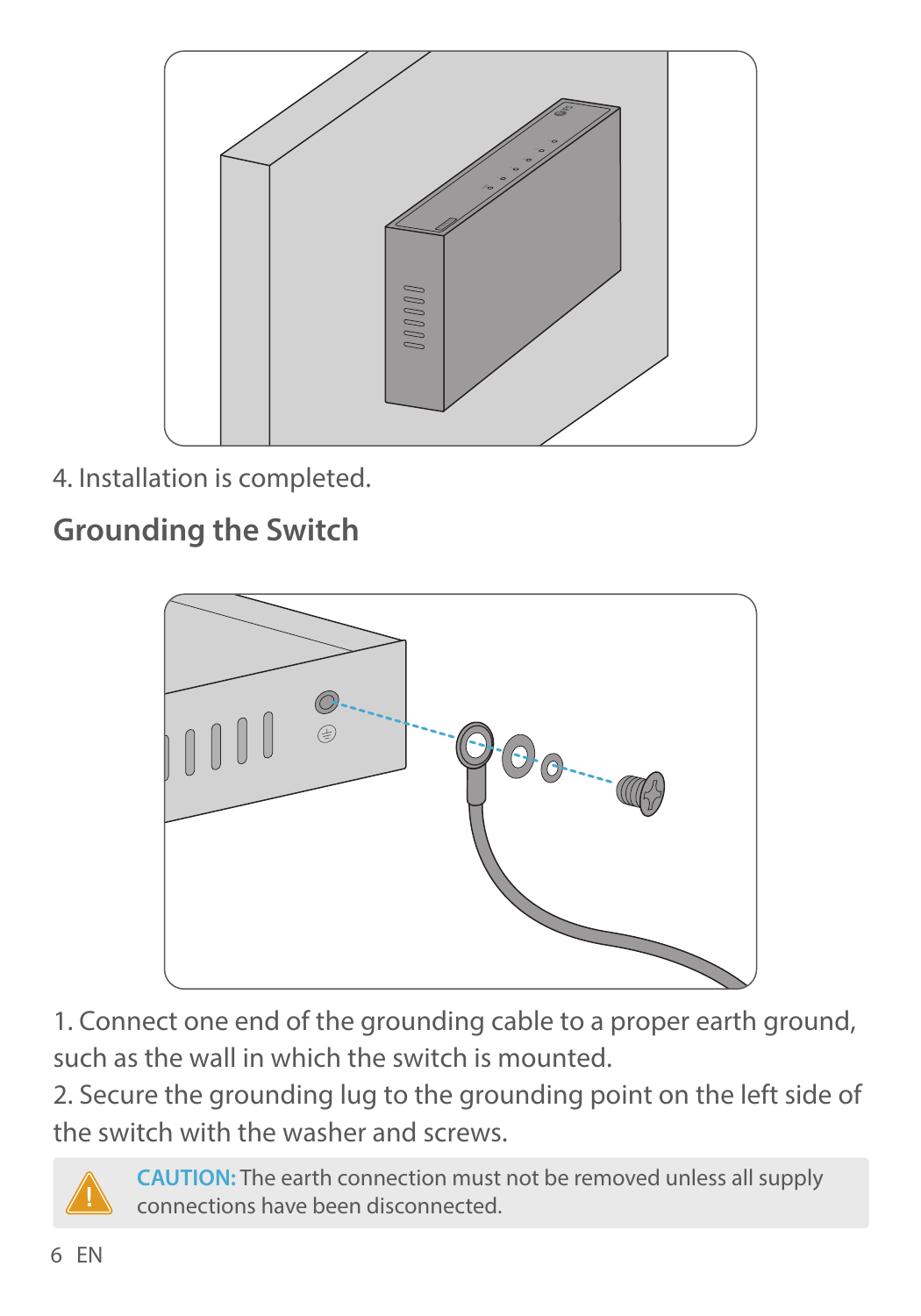4. Installation is completed.

## Grounding the Switch

1. Connect one end of the grounding cable to a proper earth ground, such as the wall in which the switch is mounted.
2. Secure the grounding lug to the grounding point on the left side of the switch with the washer and screws.

> **CAUTION:** The earth connection must not be removed unless all supply connections have been disconnected.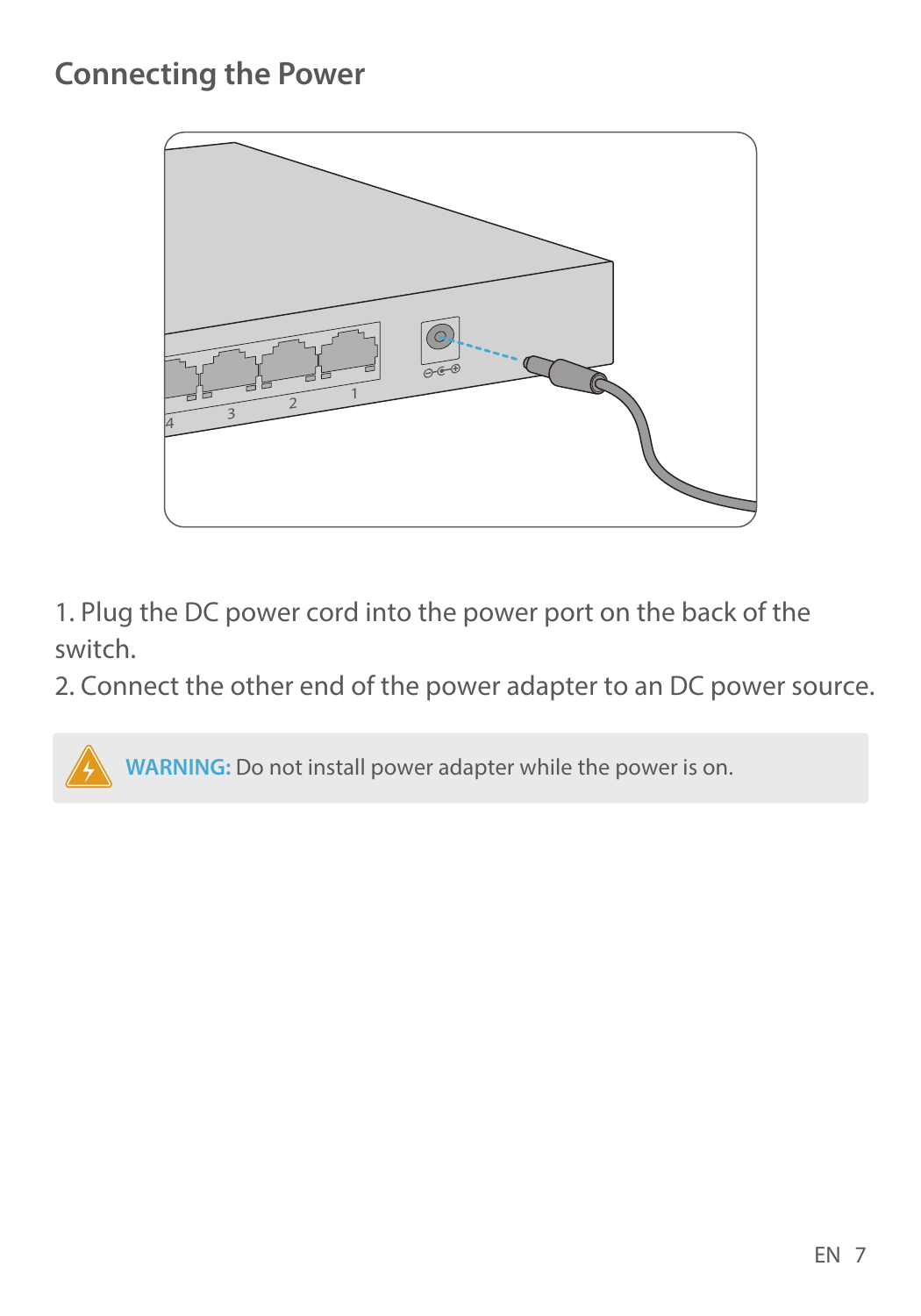## Connecting the Power

1. Plug the DC power cord into the power port on the back of the switch.
2. Connect the other end of the power adapter to an DC power source.

**WARNING:** Do not install power adapter while the power is on.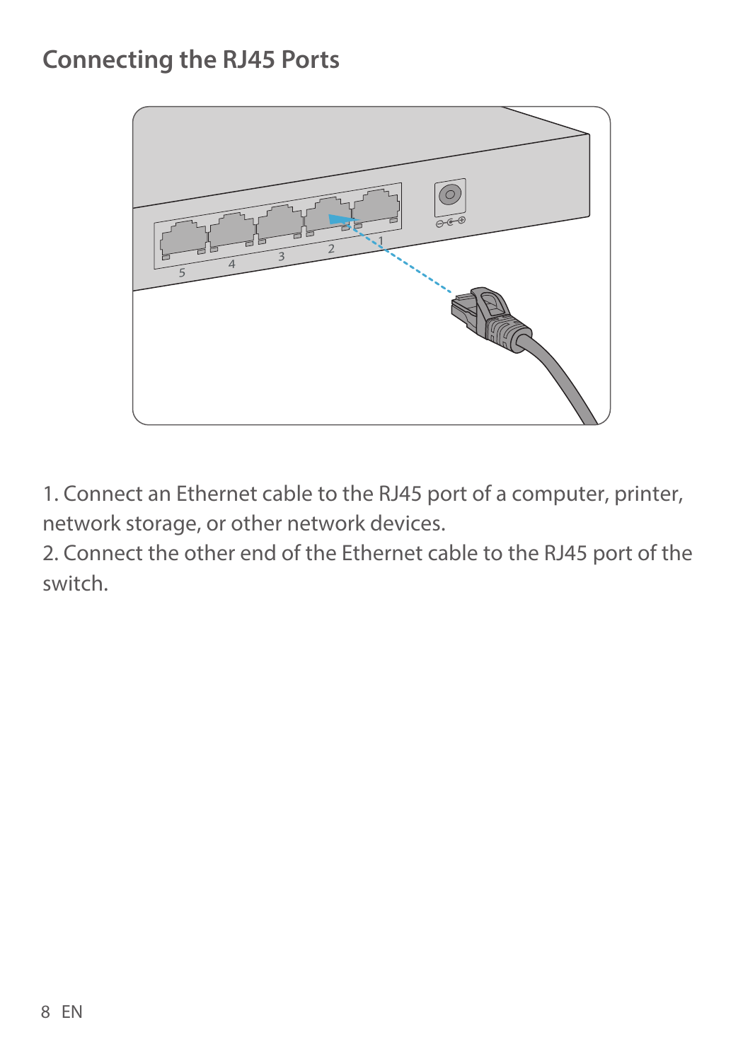## Connecting the RJ45 Ports

1. Connect an Ethernet cable to the RJ45 port of a computer, printer, network storage, or other network devices.
2. Connect the other end of the Ethernet cable to the RJ45 port of the switch.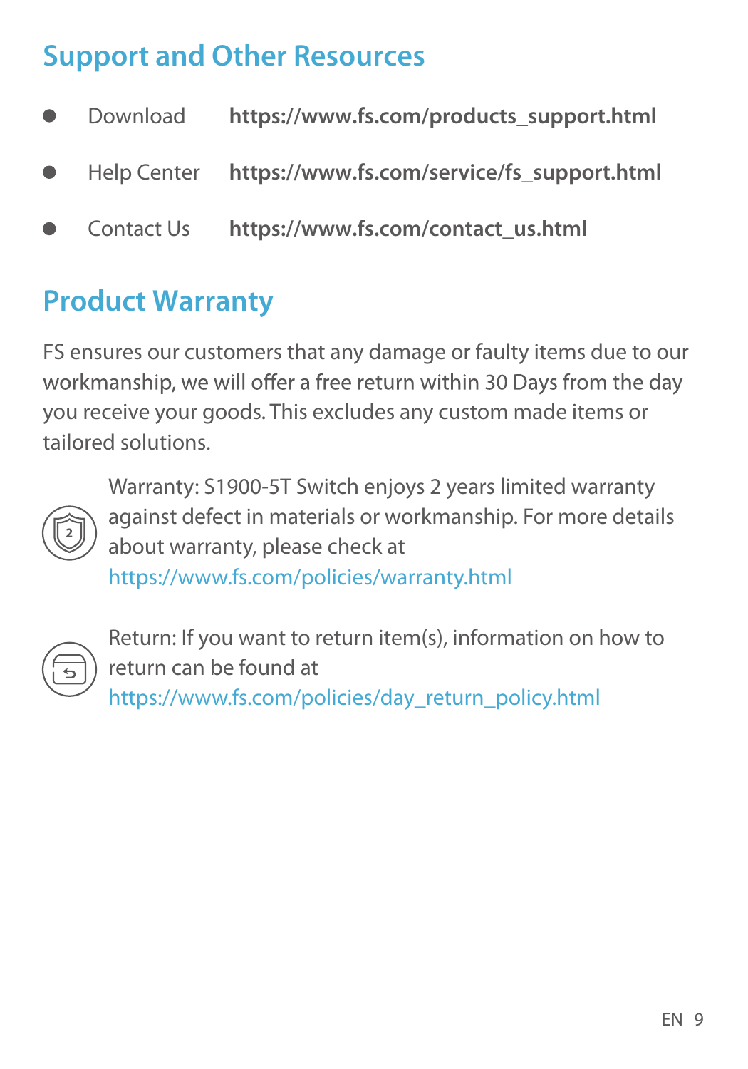## Support and Other Resources

- Download **https://www.fs.com/products_support.html**
- Help Center **https://www.fs.com/service/fs_support.html**
- Contact Us **https://www.fs.com/contact_us.html**

## Product Warranty

FS ensures our customers that any damage or faulty items due to our workmanship, we will offer a free return within 30 Days from the day you receive your goods. This excludes any custom made items or tailored solutions.

Warranty: S1900-5T Switch enjoys 2 years limited warranty against defect in materials or workmanship. For more details about warranty, please check at https://www.fs.com/policies/warranty.html

Return: If you want to return item(s), information on how to return can be found at https://www.fs.com/policies/day_return_policy.html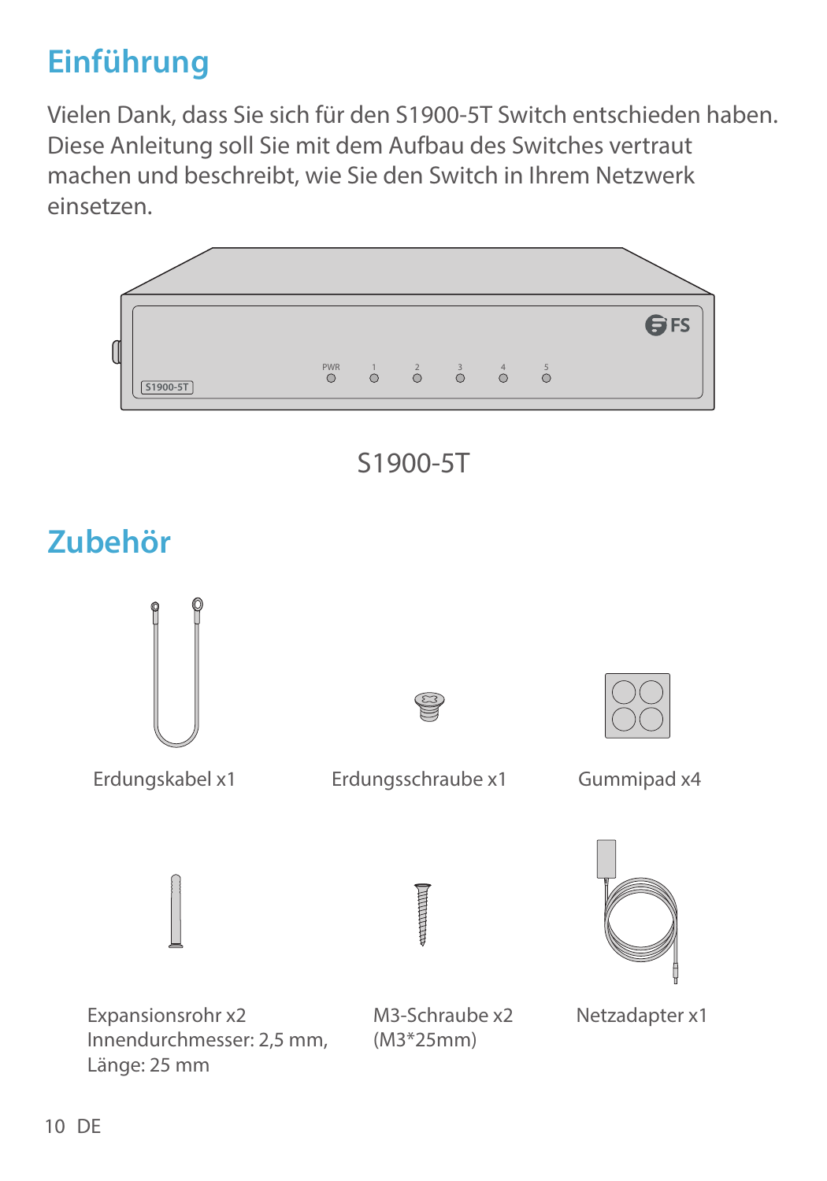## Einführung

Vielen Dank, dass Sie sich für den S1900-5T Switch entschieden haben. Diese Anleitung soll Sie mit dem Aufbau des Switches vertraut machen und beschreibt, wie Sie den Switch in Ihrem Netzwerk einsetzen.

S1900-5T

## Zubehör

Erdungskabel x1

Erdungsschraube x1

Gummipad x4

Expansionsrohr x2
Innendurchmesser: 2,5 mm,
Länge: 25 mm

M3-Schraube x2
(M3*25mm)

Netzadapter x1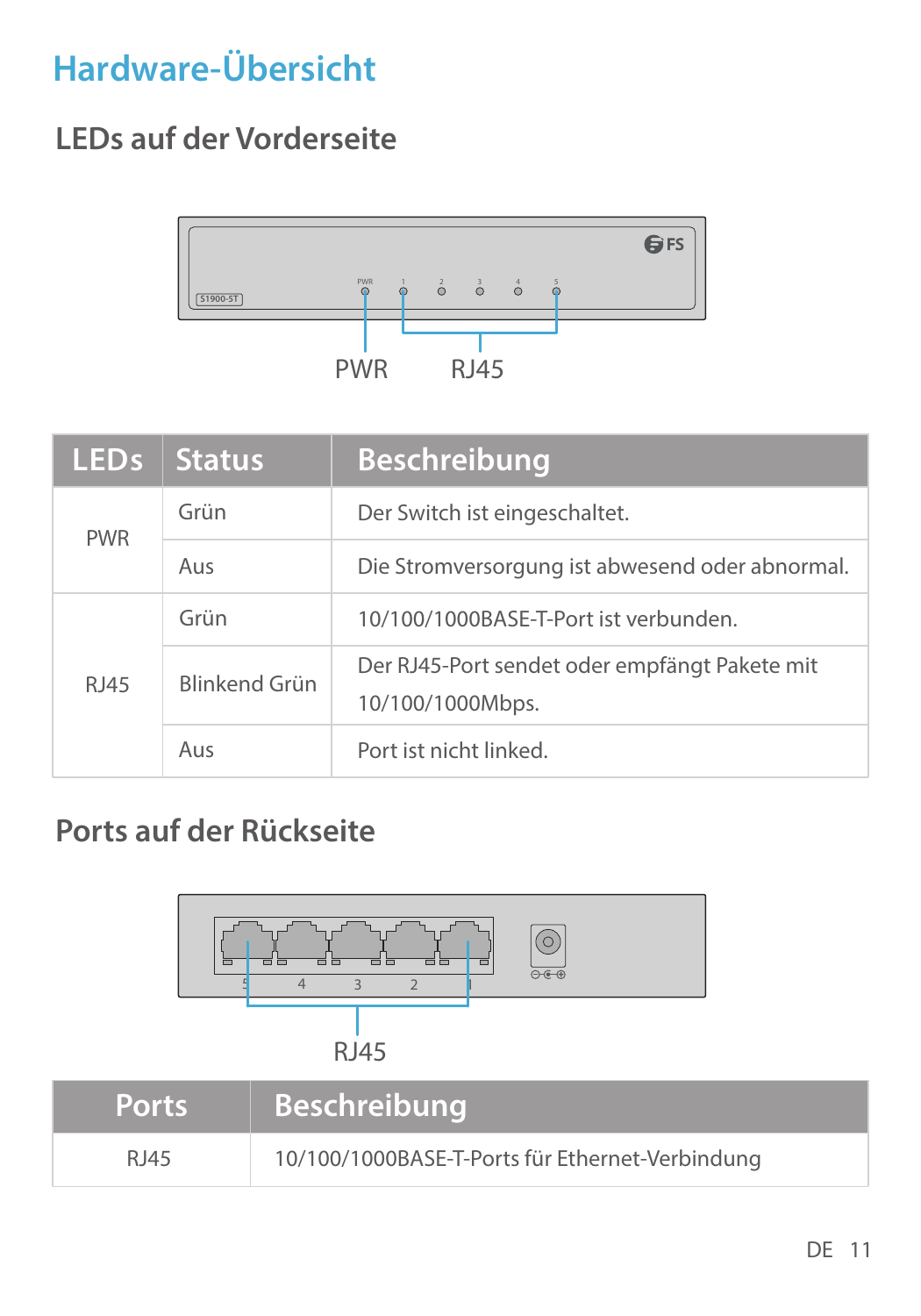# Hardware-Übersicht

## LEDs auf der Vorderseite

| LEDs | Status | Beschreibung |
|---|---|---|
| PWR | Grün | Der Switch ist eingeschaltet. |
| | Aus | Die Stromversorgung ist abwesend oder abnormal. |
| RJ45 | Grün | 10/100/1000BASE-T-Port ist verbunden. |
| | Blinkend Grün | Der RJ45-Port sendet oder empfängt Pakete mit 10/100/1000Mbps. |
| | Aus | Port ist nicht linked. |

## Ports auf der Rückseite

| Ports | Beschreibung |
|---|---|
| RJ45 | 10/100/1000BASE-T-Ports für Ethernet-Verbindung |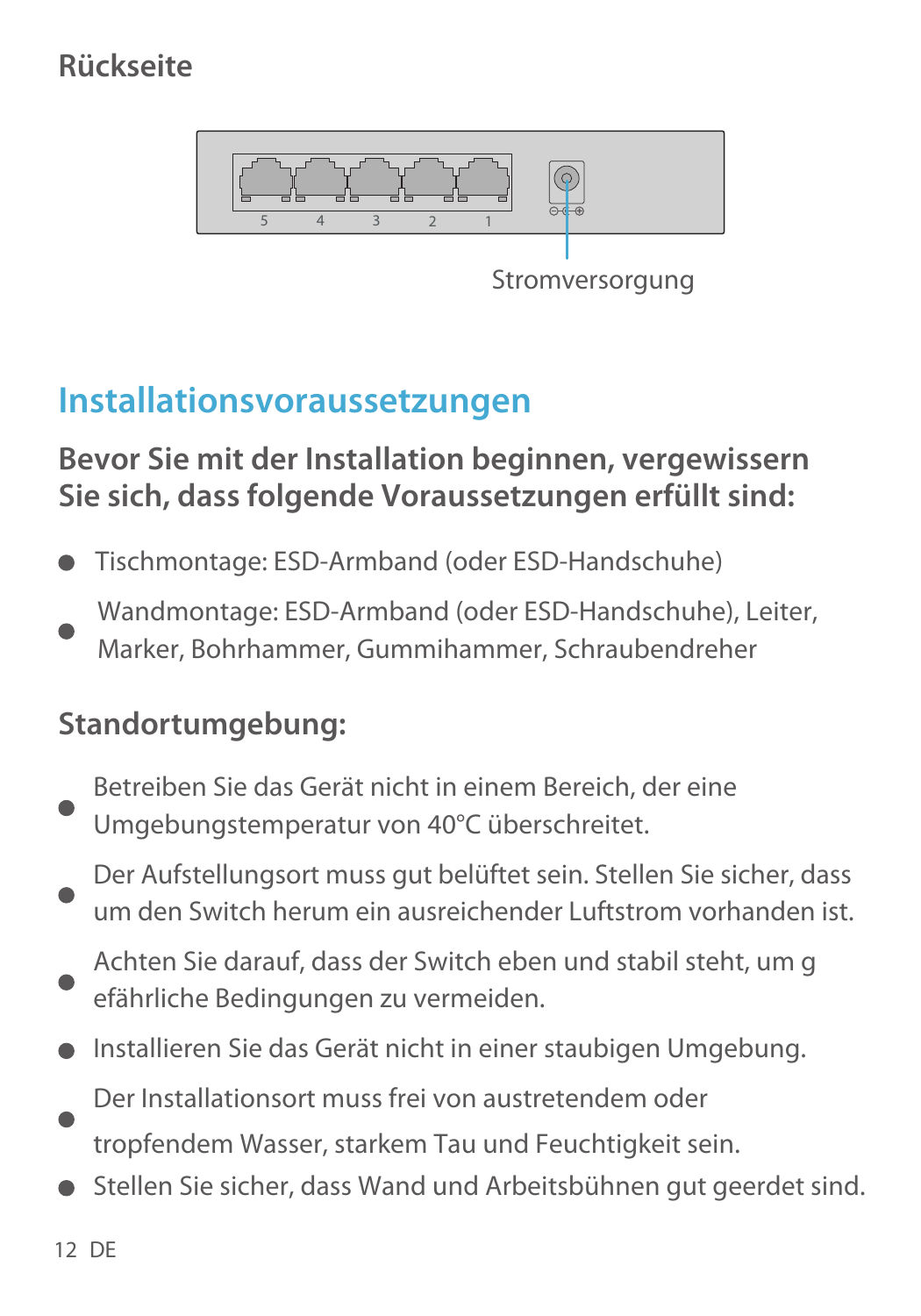## Rückseite

5 4 3 2 1

Stromversorgung

# Installationsvoraussetzungen

### Bevor Sie mit der Installation beginnen, vergewissern Sie sich, dass folgende Voraussetzungen erfüllt sind:

- Tischmontage: ESD-Armband (oder ESD-Handschuhe)
- Wandmontage: ESD-Armband (oder ESD-Handschuhe), Leiter, Marker, Bohrhammer, Gummihammer, Schraubendreher

### Standortumgebung:

- Betreiben Sie das Gerät nicht in einem Bereich, der eine Umgebungstemperatur von 40°C überschreitet.
- Der Aufstellungsort muss gut belüftet sein. Stellen Sie sicher, dass um den Switch herum ein ausreichender Luftstrom vorhanden ist.
- Achten Sie darauf, dass der Switch eben und stabil steht, um g efährliche Bedingungen zu vermeiden.
- Installieren Sie das Gerät nicht in einer staubigen Umgebung.
- Der Installationsort muss frei von austretendem oder tropfendem Wasser, starkem Tau und Feuchtigkeit sein.
- Stellen Sie sicher, dass Wand und Arbeitsbühnen gut geerdet sind.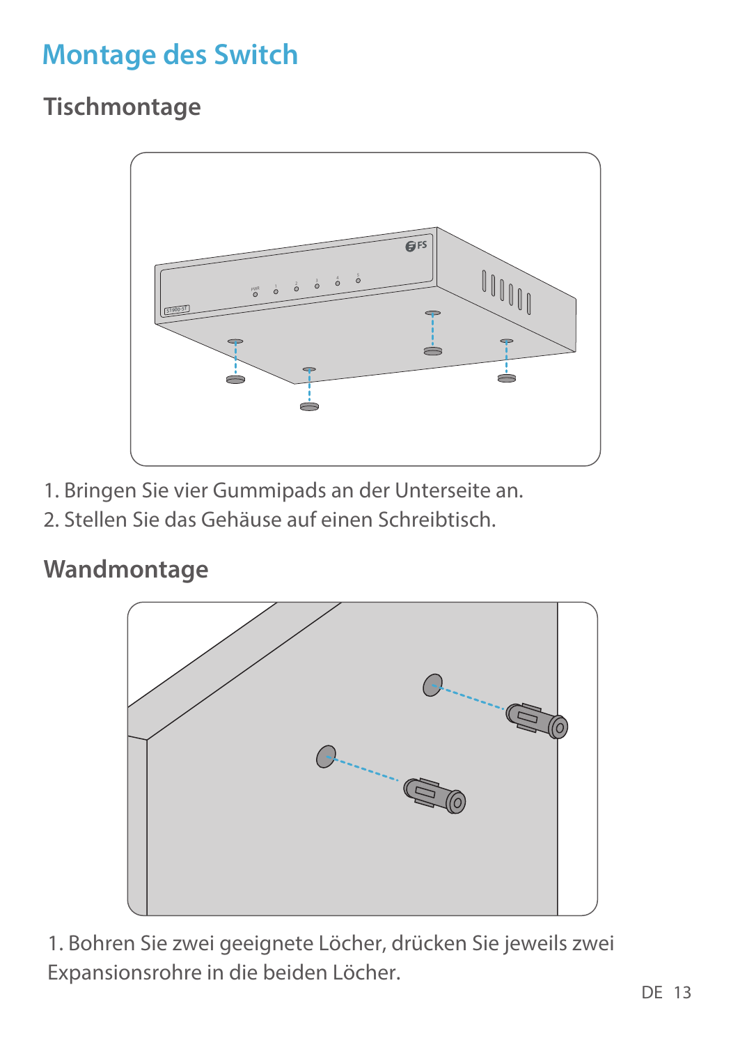# Montage des Switch

## Tischmontage

1. Bringen Sie vier Gummipads an der Unterseite an.
2. Stellen Sie das Gehäuse auf einen Schreibtisch.

## Wandmontage

1. Bohren Sie zwei geeignete Löcher, drücken Sie jeweils zwei Expansionsrohre in die beiden Löcher.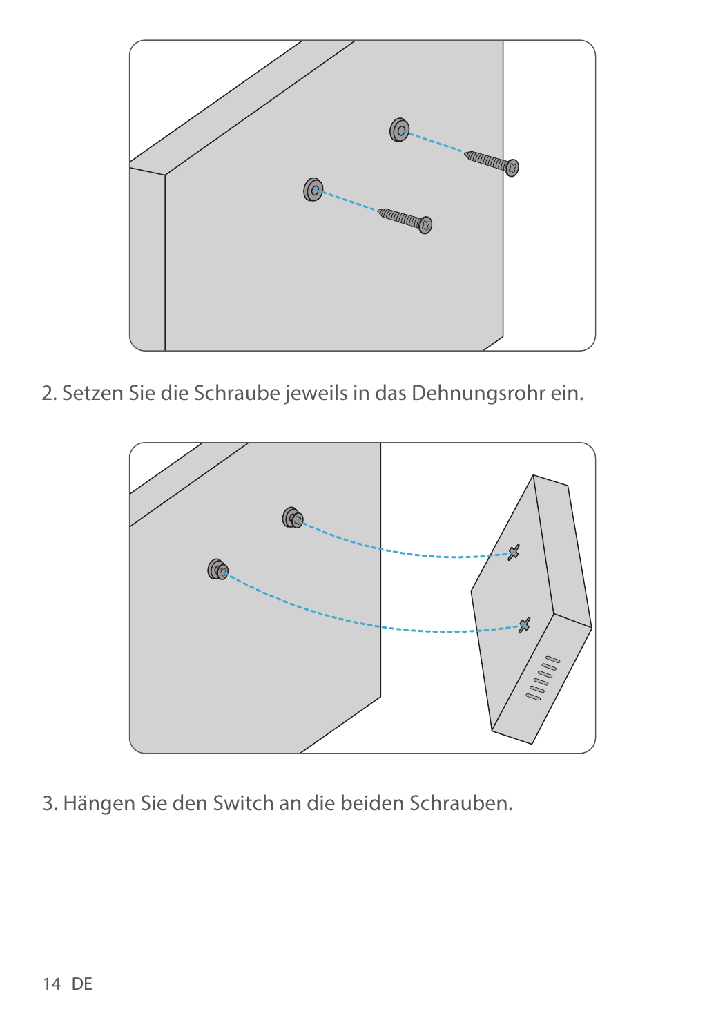2. Setzen Sie die Schraube jeweils in das Dehnungsrohr ein.

3. Hängen Sie den Switch an die beiden Schrauben.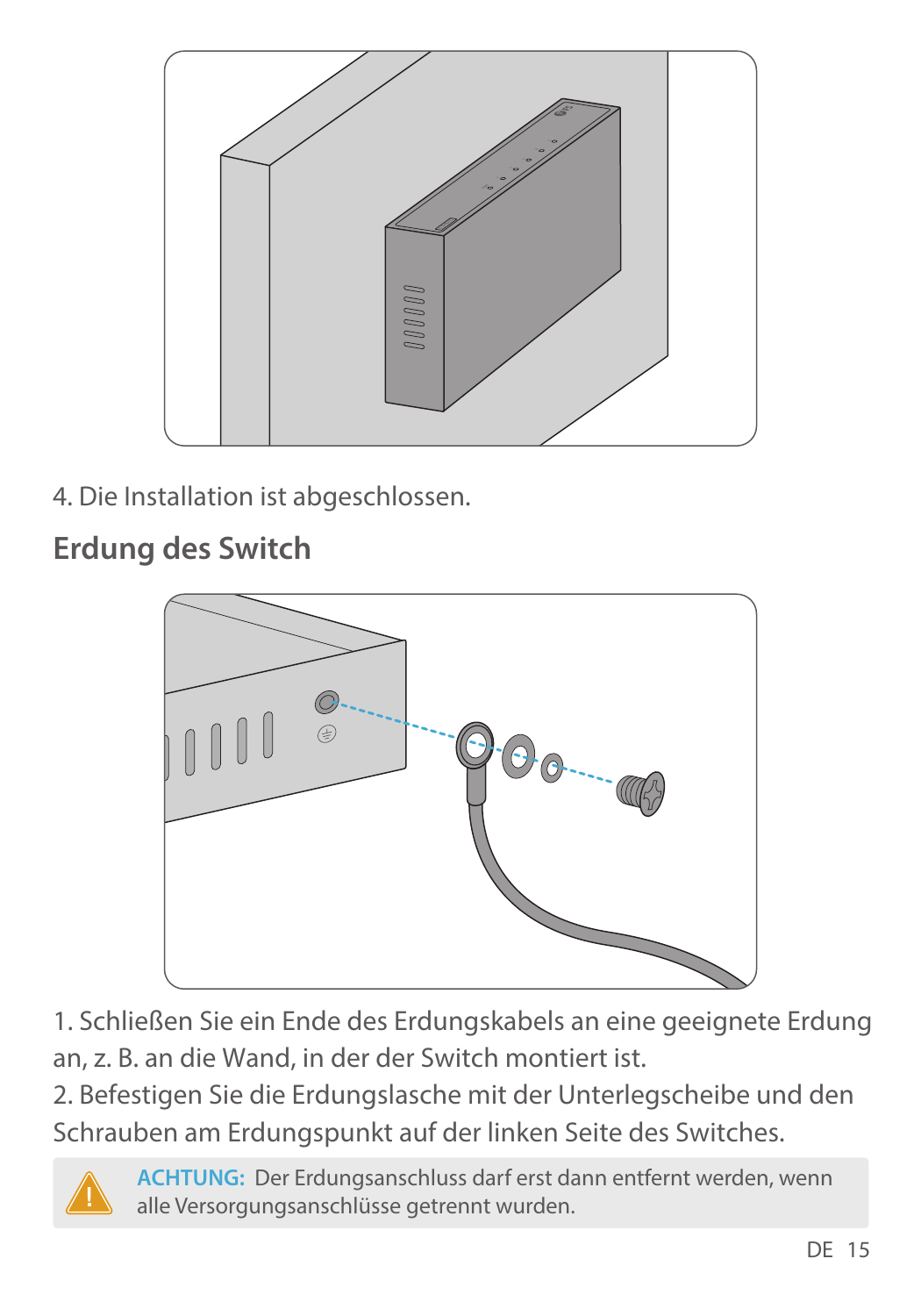4. Die Installation ist abgeschlossen.

## Erdung des Switch

1. Schließen Sie ein Ende des Erdungskabels an eine geeignete Erdung an, z. B. an die Wand, in der der Switch montiert ist.
2. Befestigen Sie die Erdungslasche mit der Unterlegscheibe und den Schrauben am Erdungspunkt auf der linken Seite des Switches.

**ACHTUNG:** Der Erdungsanschluss darf erst dann entfernt werden, wenn alle Versorgungsanschlüsse getrennt wurden.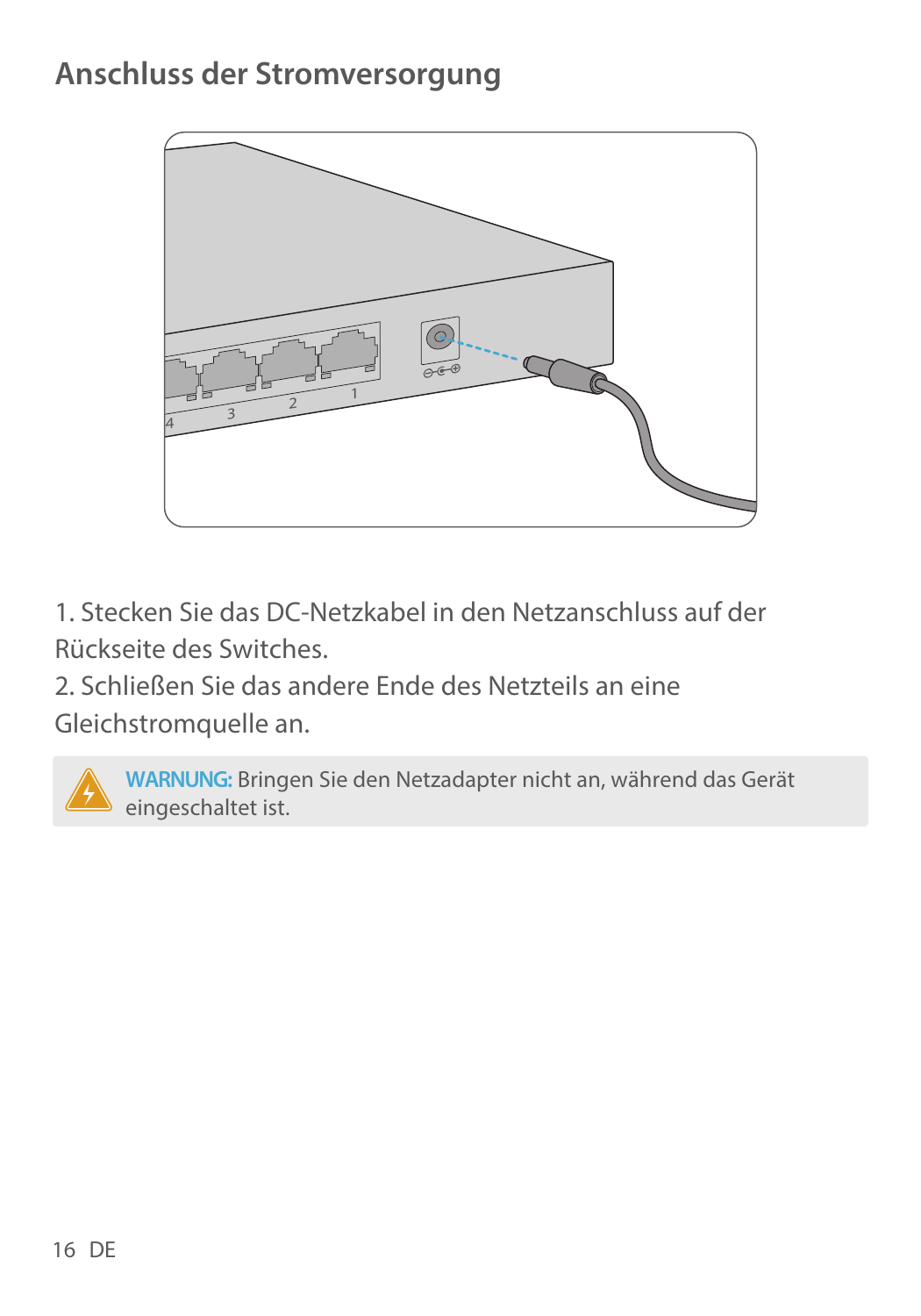## Anschluss der Stromversorgung

1. Stecken Sie das DC-Netzkabel in den Netzanschluss auf der Rückseite des Switches.
2. Schließen Sie das andere Ende des Netzteils an eine Gleichstromquelle an.

**WARNUNG:** Bringen Sie den Netzadapter nicht an, während das Gerät eingeschaltet ist.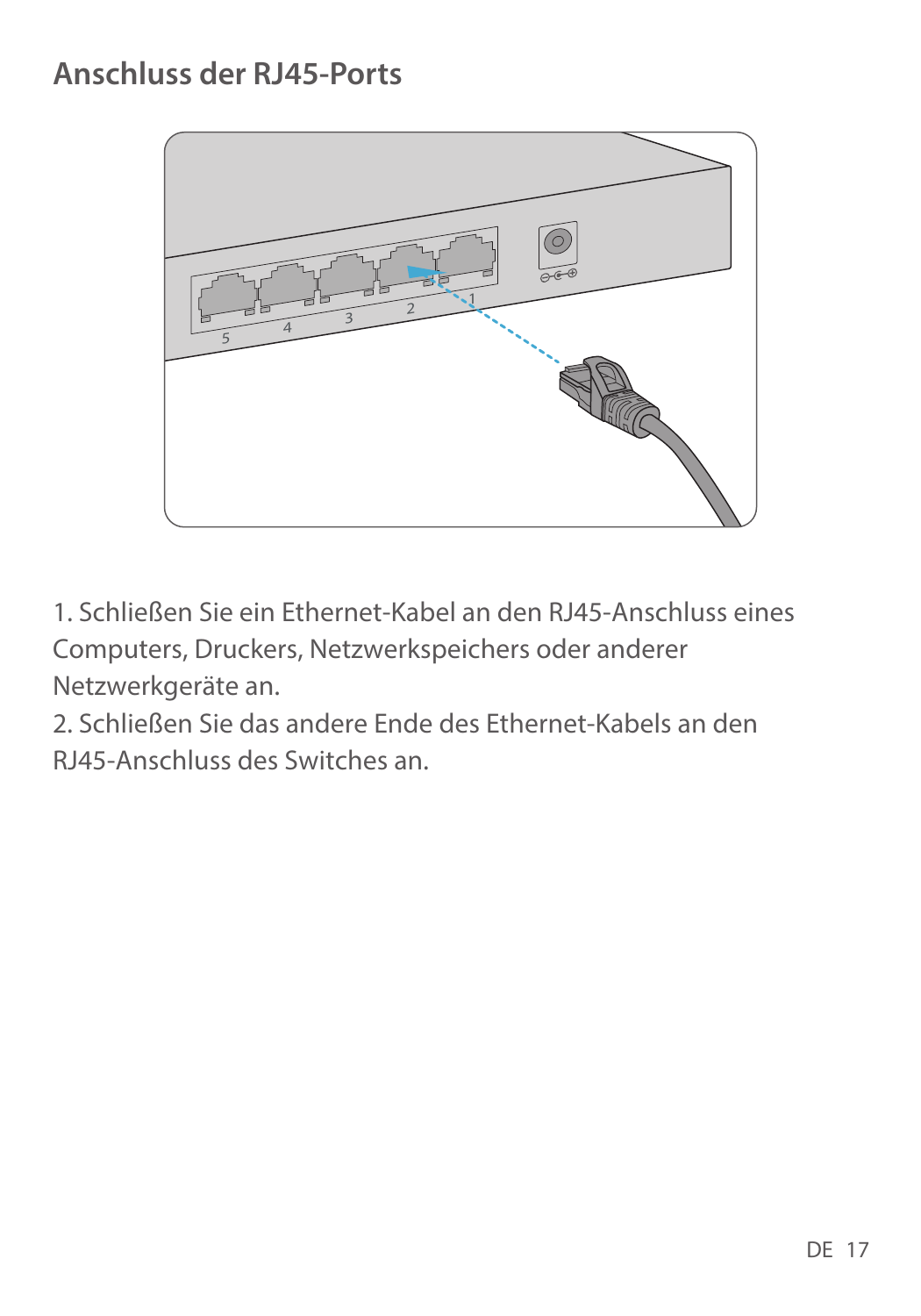## Anschluss der RJ45-Ports

1. Schließen Sie ein Ethernet-Kabel an den RJ45-Anschluss eines Computers, Druckers, Netzwerkspeichers oder anderer Netzwerkgeräte an.
2. Schließen Sie das andere Ende des Ethernet-Kabels an den RJ45-Anschluss des Switches an.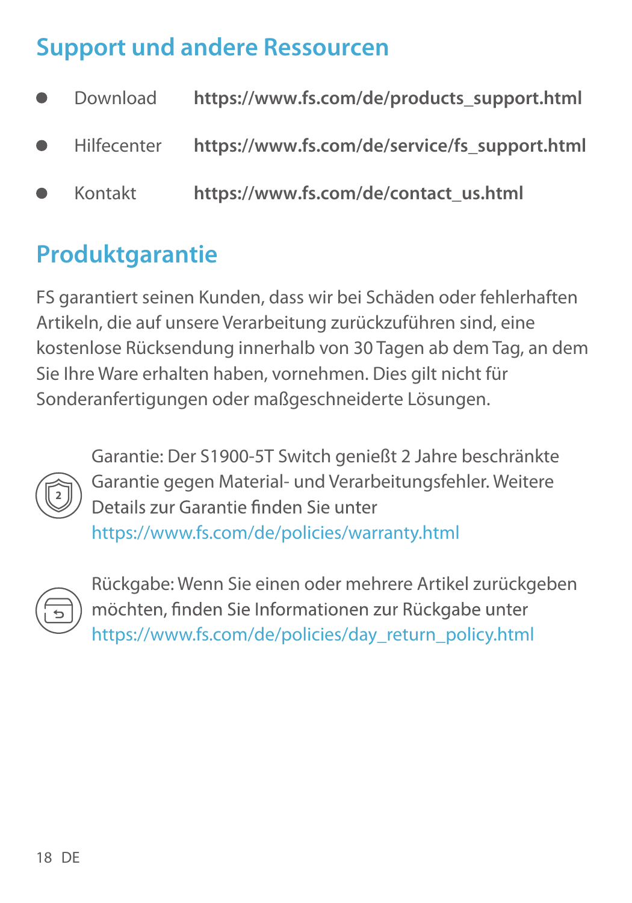## Support und andere Ressourcen

- Download **https://www.fs.com/de/products_support.html**
- Hilfecenter **https://www.fs.com/de/service/fs_support.html**
- Kontakt **https://www.fs.com/de/contact_us.html**

## Produktgarantie

FS garantiert seinen Kunden, dass wir bei Schäden oder fehlerhaften Artikeln, die auf unsere Verarbeitung zurückzuführen sind, eine kostenlose Rücksendung innerhalb von 30 Tagen ab dem Tag, an dem Sie Ihre Ware erhalten haben, vornehmen. Dies gilt nicht für Sonderanfertigungen oder maßgeschneiderte Lösungen.

Garantie: Der S1900-5T Switch genießt 2 Jahre beschränkte Garantie gegen Material- und Verarbeitungsfehler. Weitere Details zur Garantie finden Sie unter https://www.fs.com/de/policies/warranty.html

Rückgabe: Wenn Sie einen oder mehrere Artikel zurückgeben möchten, finden Sie Informationen zur Rückgabe unter https://www.fs.com/de/policies/day_return_policy.html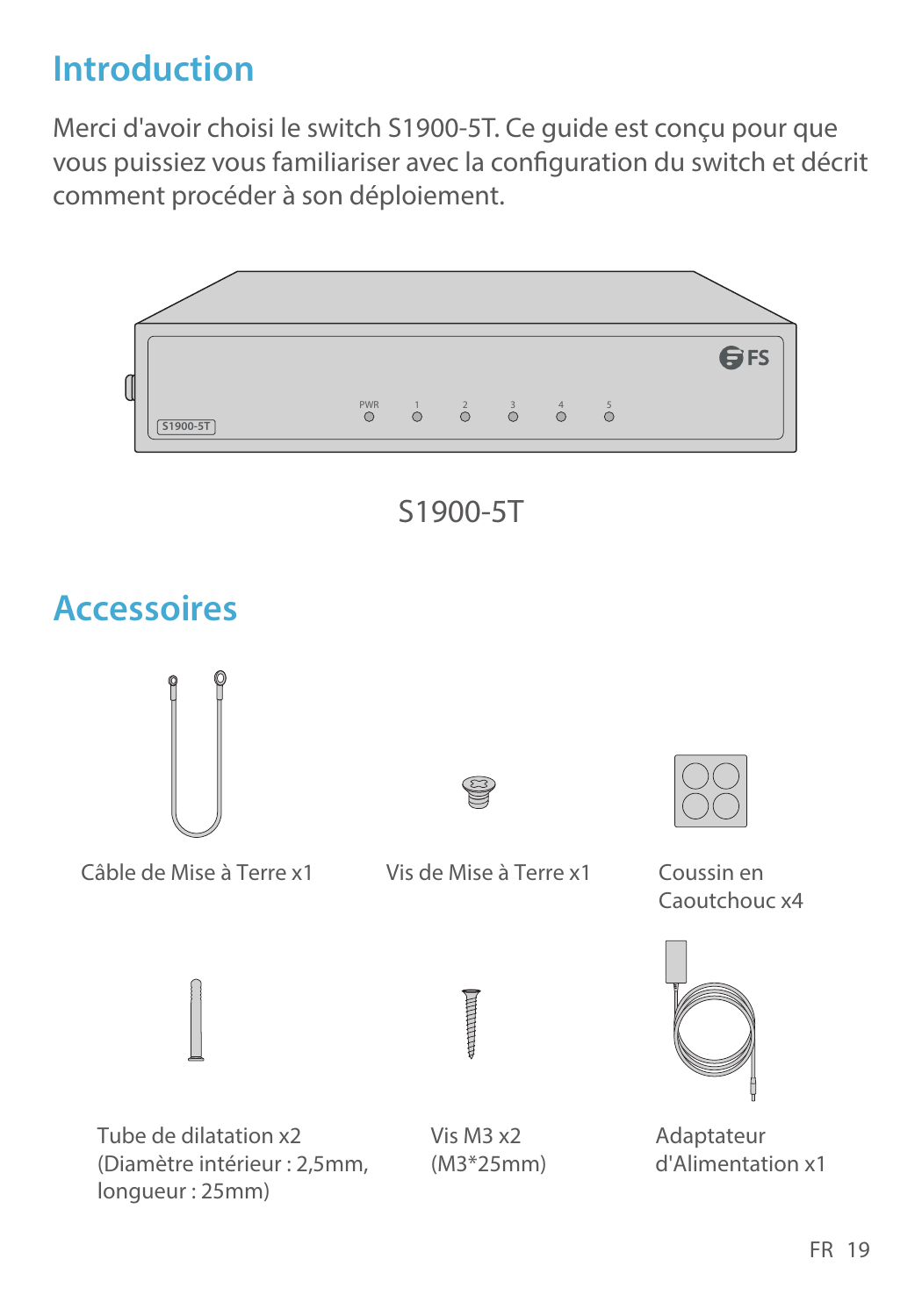## Introduction

Merci d'avoir choisi le switch S1900-5T. Ce guide est conçu pour que vous puissiez vous familiariser avec la configuration du switch et décrit comment procéder à son déploiement.

S1900-5T

## Accessoires

Câble de Mise à Terre x1

Vis de Mise à Terre x1

Coussin en Caoutchouc x4

Tube de dilatation x2 (Diamètre intérieur : 2,5mm, longueur : 25mm)

Vis M3 x2 (M3*25mm)

Adaptateur d'Alimentation x1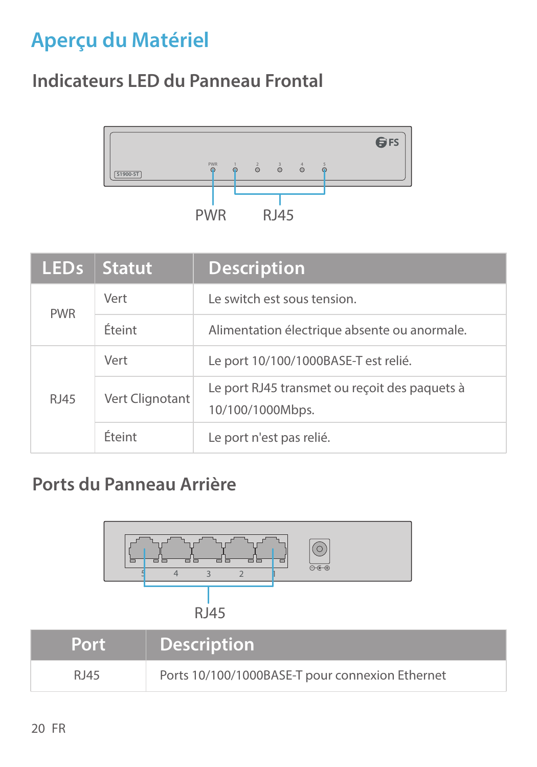# Aperçu du Matériel

## Indicateurs LED du Panneau Frontal

| LEDs | Statut | Description |
|---|---|---|
| PWR | Vert | Le switch est sous tension. |
| | Éteint | Alimentation électrique absente ou anormale. |
| RJ45 | Vert | Le port 10/100/1000BASE-T est relié. |
| | Vert Clignotant | Le port RJ45 transmet ou reçoit des paquets à 10/100/1000Mbps. |
| | Éteint | Le port n'est pas relié. |

## Ports du Panneau Arrière

| Port | Description |
|---|---|
| RJ45 | Ports 10/100/1000BASE-T pour connexion Ethernet |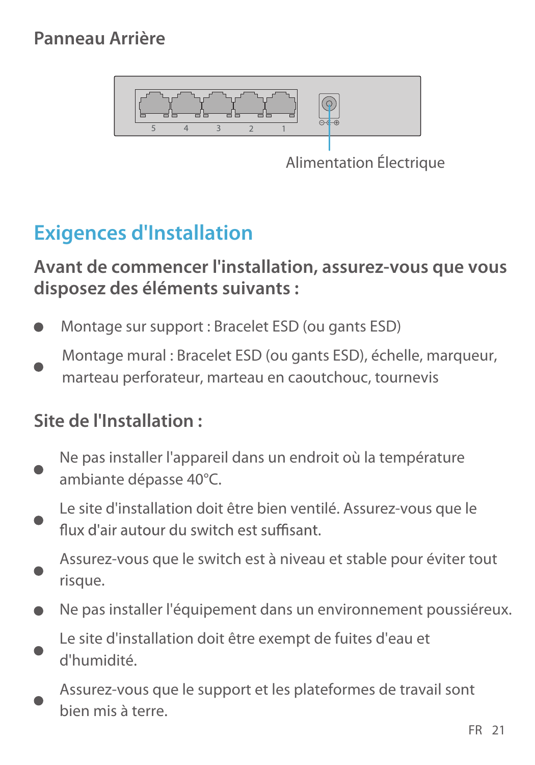## Panneau Arrière

Alimentation Électrique

# Exigences d'Installation

### Avant de commencer l'installation, assurez-vous que vous disposez des éléments suivants :

- Montage sur support : Bracelet ESD (ou gants ESD)
- Montage mural : Bracelet ESD (ou gants ESD), échelle, marqueur, marteau perforateur, marteau en caoutchouc, tournevis

### Site de l'Installation :

- Ne pas installer l'appareil dans un endroit où la température ambiante dépasse 40°C.
- Le site d'installation doit être bien ventilé. Assurez-vous que le flux d'air autour du switch est suffisant.
- Assurez-vous que le switch est à niveau et stable pour éviter tout risque.
- Ne pas installer l'équipement dans un environnement poussiéreux.
- Le site d'installation doit être exempt de fuites d'eau et d'humidité.
- Assurez-vous que le support et les plateformes de travail sont bien mis à terre.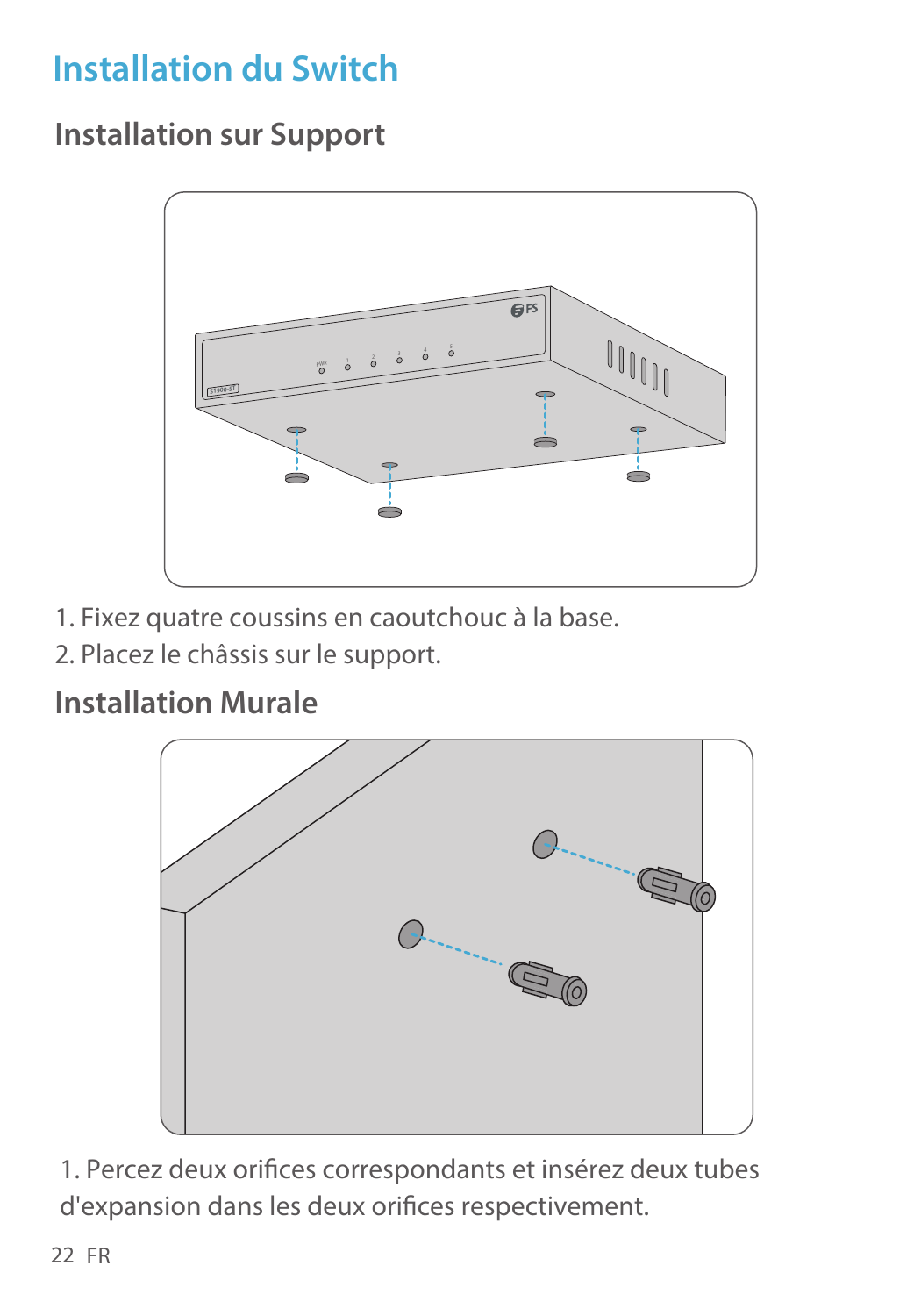# Installation du Switch

## Installation sur Support

1. Fixez quatre coussins en caoutchouc à la base.
2. Placez le châssis sur le support.

## Installation Murale

1. Percez deux orifices correspondants et insérez deux tubes d'expansion dans les deux orifices respectivement.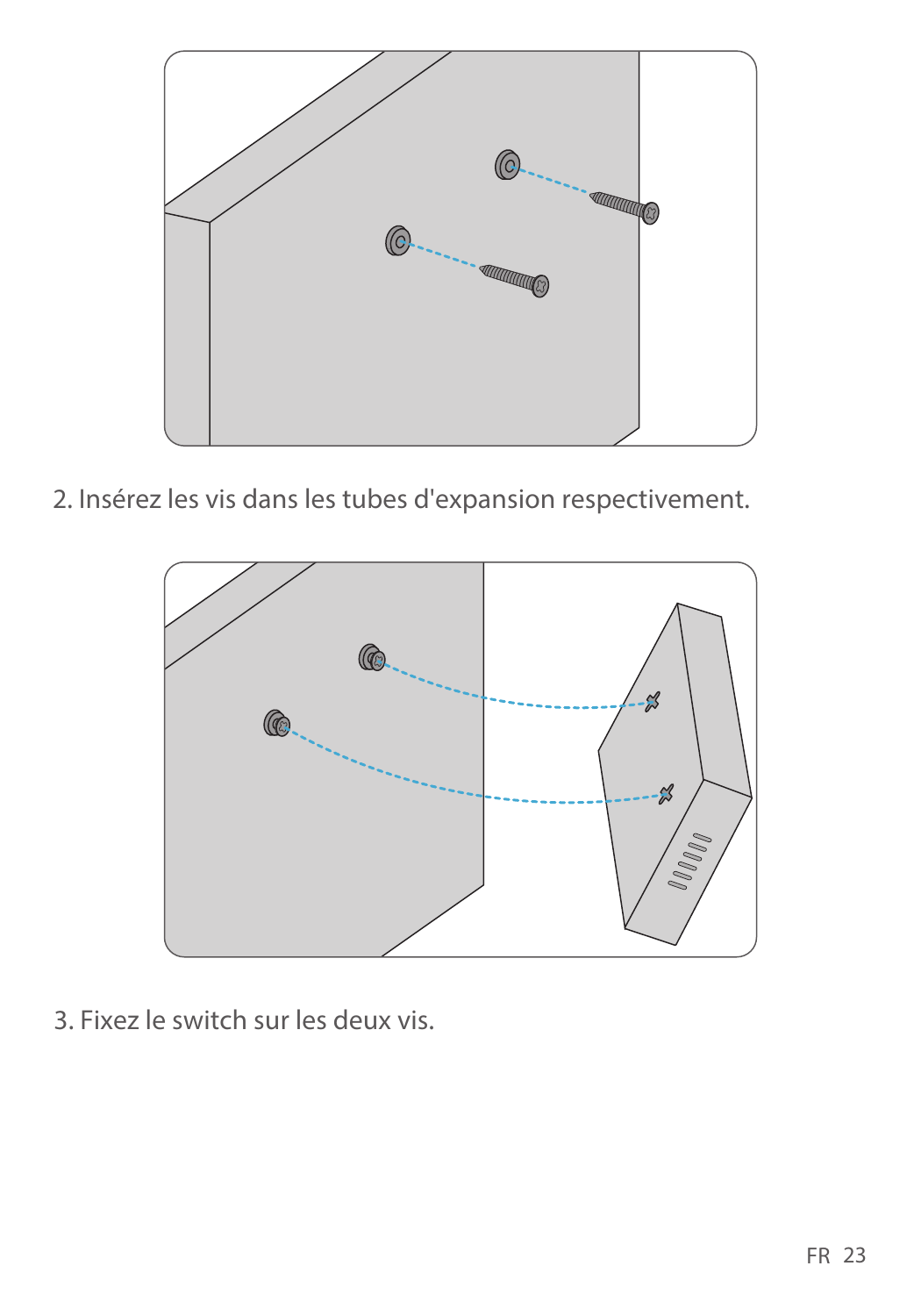2. Insérez les vis dans les tubes d'expansion respectivement.

3. Fixez le switch sur les deux vis.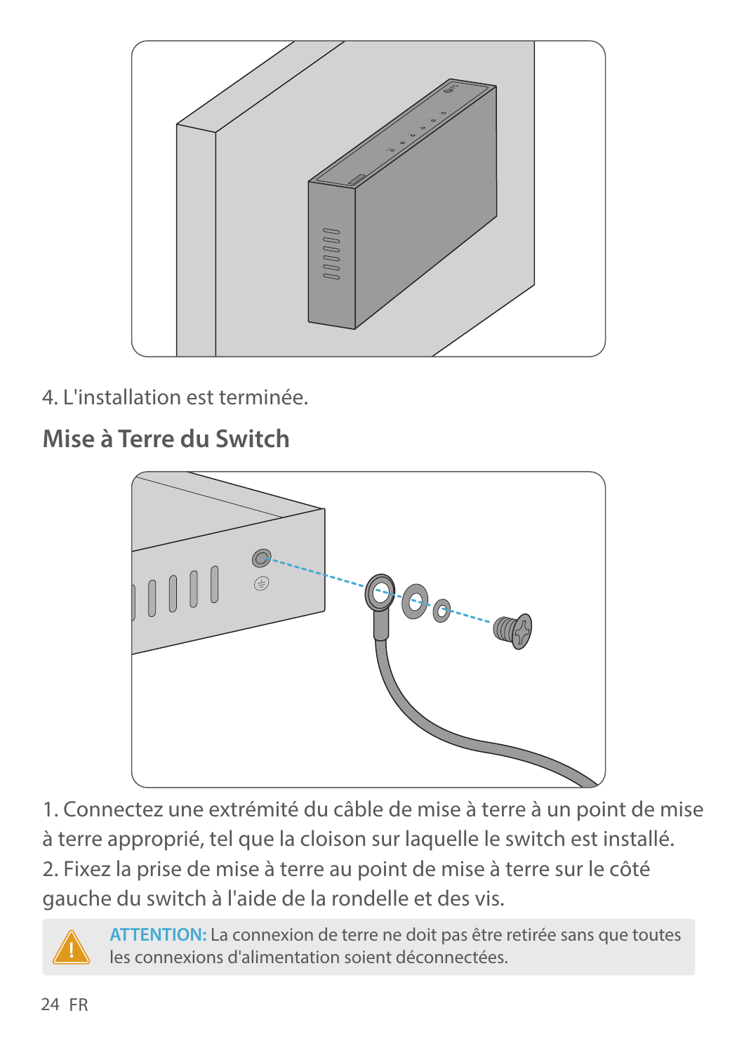4. L'installation est terminée.

## Mise à Terre du Switch

1. Connectez une extrémité du câble de mise à terre à un point de mise à terre approprié, tel que la cloison sur laquelle le switch est installé.
2. Fixez la prise de mise à terre au point de mise à terre sur le côté gauche du switch à l'aide de la rondelle et des vis.

**ATTENTION:** La connexion de terre ne doit pas être retirée sans que toutes les connexions d'alimentation soient déconnectées.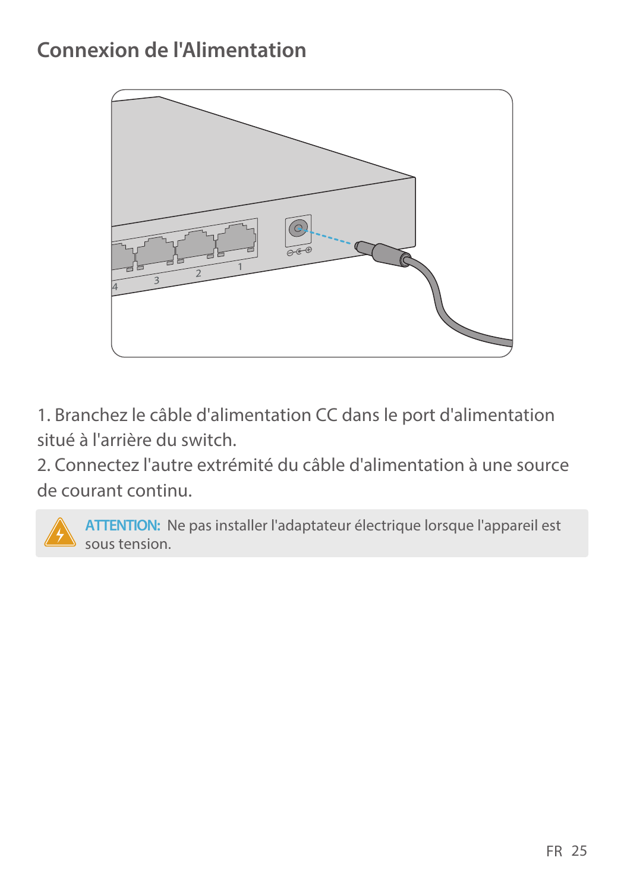## Connexion de l'Alimentation

1. Branchez le câble d'alimentation CC dans le port d'alimentation situé à l'arrière du switch.
2. Connectez l'autre extrémité du câble d'alimentation à une source de courant continu.

**ATTENTION:** Ne pas installer l'adaptateur électrique lorsque l'appareil est sous tension.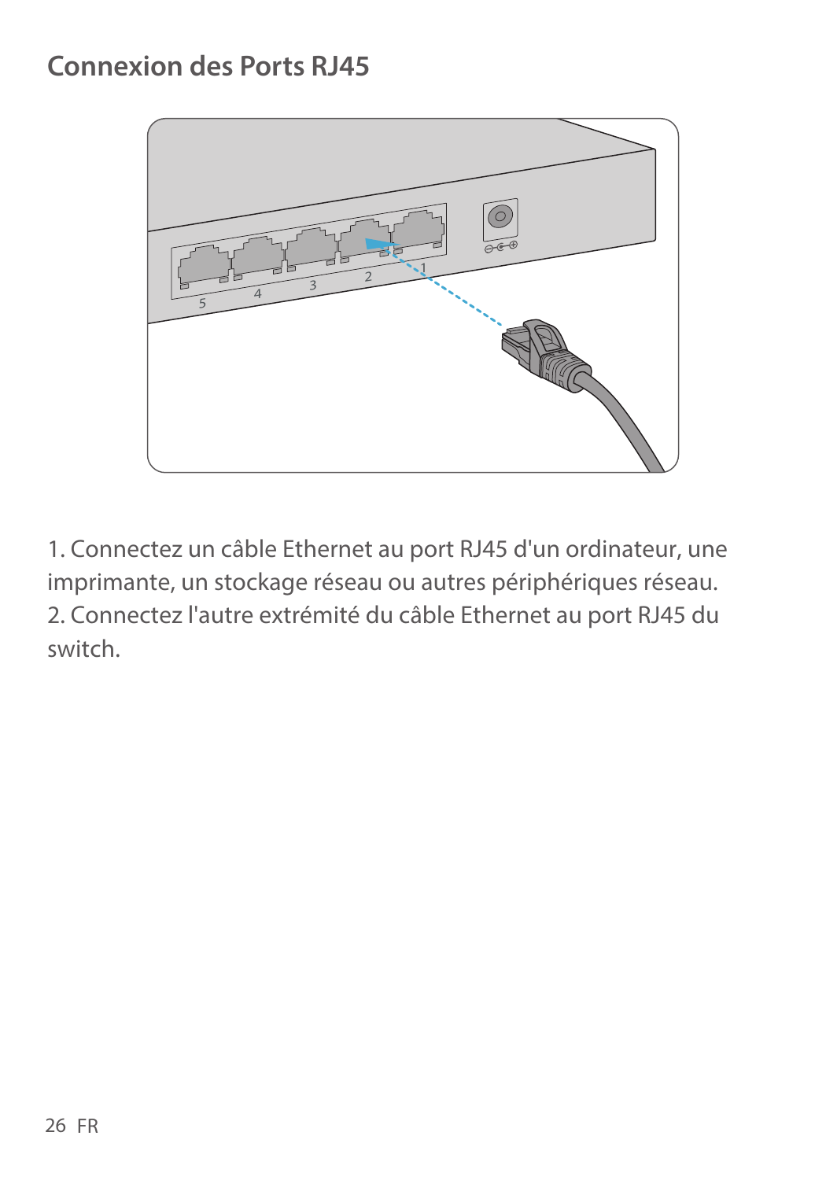## Connexion des Ports RJ45

1. Connectez un câble Ethernet au port RJ45 d'un ordinateur, une imprimante, un stockage réseau ou autres périphériques réseau.
2. Connectez l'autre extrémité du câble Ethernet au port RJ45 du switch.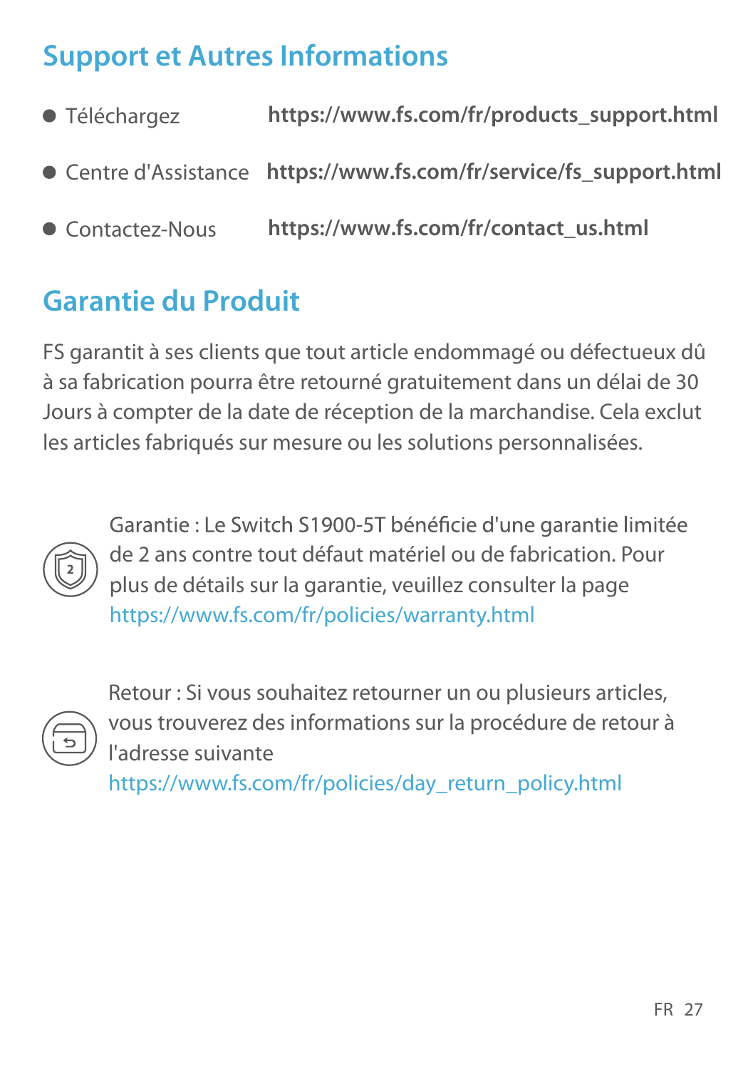## Support et Autres Informations

- Téléchargez **https://www.fs.com/fr/products_support.html**
- Centre d'Assistance **https://www.fs.com/fr/service/fs_support.html**
- Contactez-Nous **https://www.fs.com/fr/contact_us.html**

## Garantie du Produit

FS garantit à ses clients que tout article endommagé ou défectueux dû à sa fabrication pourra être retourné gratuitement dans un délai de 30 Jours à compter de la date de réception de la marchandise. Cela exclut les articles fabriqués sur mesure ou les solutions personnalisées.

Garantie : Le Switch S1900-5T bénéficie d'une garantie limitée de 2 ans contre tout défaut matériel ou de fabrication. Pour plus de détails sur la garantie, veuillez consulter la page https://www.fs.com/fr/policies/warranty.html

Retour : Si vous souhaitez retourner un ou plusieurs articles, vous trouverez des informations sur la procédure de retour à l'adresse suivante https://www.fs.com/fr/policies/day_return_policy.html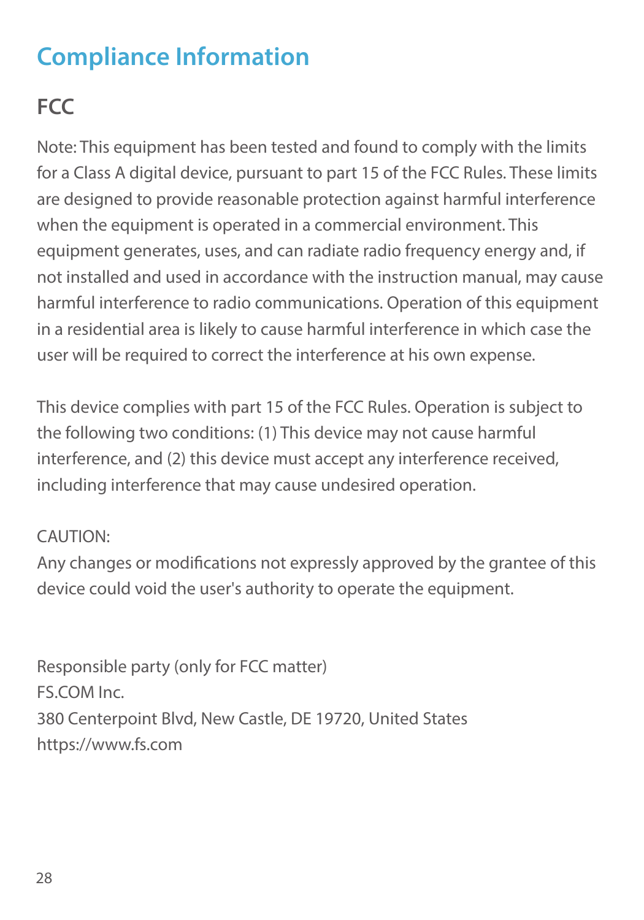# Compliance Information

## FCC

Note: This equipment has been tested and found to comply with the limits for a Class A digital device, pursuant to part 15 of the FCC Rules. These limits are designed to provide reasonable protection against harmful interference when the equipment is operated in a commercial environment. This equipment generates, uses, and can radiate radio frequency energy and, if not installed and used in accordance with the instruction manual, may cause harmful interference to radio communications. Operation of this equipment in a residential area is likely to cause harmful interference in which case the user will be required to correct the interference at his own expense.

This device complies with part 15 of the FCC Rules. Operation is subject to the following two conditions: (1) This device may not cause harmful interference, and (2) this device must accept any interference received, including interference that may cause undesired operation.

CAUTION:
Any changes or modifications not expressly approved by the grantee of this device could void the user's authority to operate the equipment.

Responsible party (only for FCC matter)
FS.COM Inc.
380 Centerpoint Blvd, New Castle, DE 19720, United States
https://www.fs.com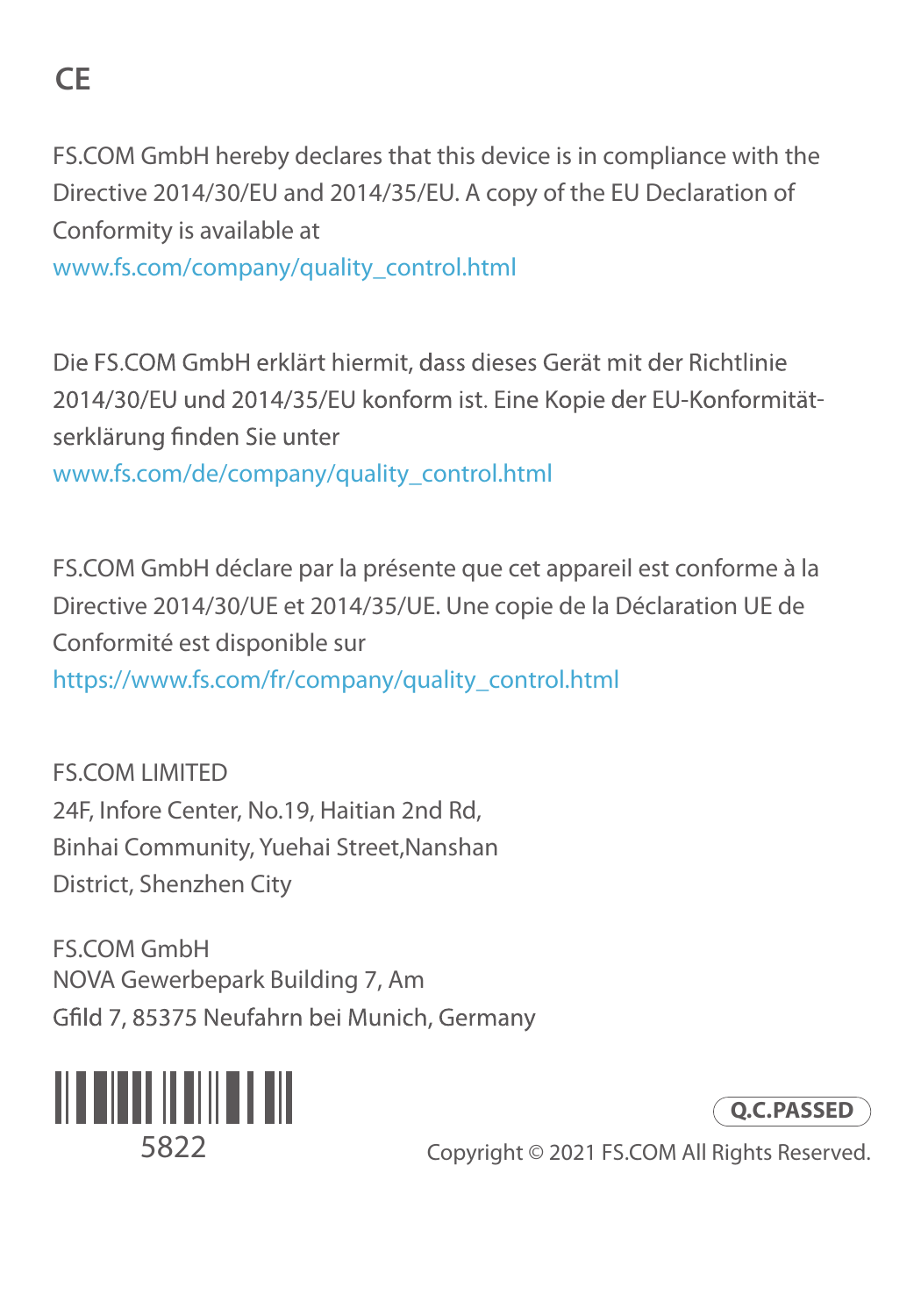## CE

FS.COM GmbH hereby declares that this device is in compliance with the Directive 2014/30/EU and 2014/35/EU. A copy of the EU Declaration of Conformity is available at
www.fs.com/company/quality_control.html

Die FS.COM GmbH erklärt hiermit, dass dieses Gerät mit der Richtlinie 2014/30/EU und 2014/35/EU konform ist. Eine Kopie der EU-Konformitätserklärung finden Sie unter
www.fs.com/de/company/quality_control.html

FS.COM GmbH déclare par la présente que cet appareil est conforme à la Directive 2014/30/UE et 2014/35/UE. Une copie de la Déclaration UE de Conformité est disponible sur
https://www.fs.com/fr/company/quality_control.html

FS.COM LIMITED
24F, Infore Center, No.19, Haitian 2nd Rd,
Binhai Community, Yuehai Street,Nanshan
District, Shenzhen City

FS.COM GmbH
NOVA Gewerbepark Building 7, Am
Gfild 7, 85375 Neufahrn bei Munich, Germany

5822

Q.C.PASSED

Copyright © 2021 FS.COM All Rights Reserved.